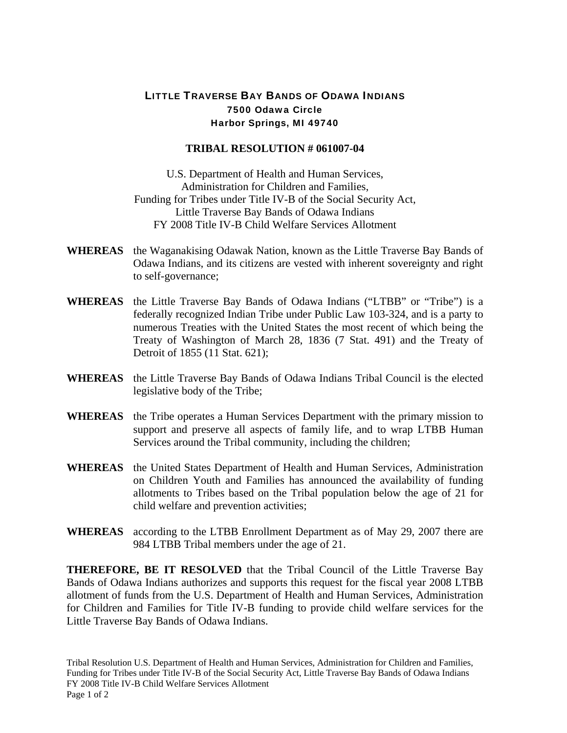# LITTLE TRAVERSE BAY BANDS OF ODAWA INDIANS

**7500 Odawa Circle**
**Harbor Springs, MI 49740**

## TRIBAL RESOLUTION # 061007-04

U.S. Department of Health and Human Services,
Administration for Children and Families,
Funding for Tribes under Title IV-B of the Social Security Act,
Little Traverse Bay Bands of Odawa Indians
FY 2008 Title IV-B Child Welfare Services Allotment

**WHEREAS** the Waganakising Odawak Nation, known as the Little Traverse Bay Bands of Odawa Indians, and its citizens are vested with inherent sovereignty and right to self-governance;

**WHEREAS** the Little Traverse Bay Bands of Odawa Indians ("LTBB" or "Tribe") is a federally recognized Indian Tribe under Public Law 103-324, and is a party to numerous Treaties with the United States the most recent of which being the Treaty of Washington of March 28, 1836 (7 Stat. 491) and the Treaty of Detroit of 1855 (11 Stat. 621);

**WHEREAS** the Little Traverse Bay Bands of Odawa Indians Tribal Council is the elected legislative body of the Tribe;

**WHEREAS** the Tribe operates a Human Services Department with the primary mission to support and preserve all aspects of family life, and to wrap LTBB Human Services around the Tribal community, including the children;

**WHEREAS** the United States Department of Health and Human Services, Administration on Children Youth and Families has announced the availability of funding allotments to Tribes based on the Tribal population below the age of 21 for child welfare and prevention activities;

**WHEREAS** according to the LTBB Enrollment Department as of May 29, 2007 there are 984 LTBB Tribal members under the age of 21.

**THEREFORE, BE IT RESOLVED** that the Tribal Council of the Little Traverse Bay Bands of Odawa Indians authorizes and supports this request for the fiscal year 2008 LTBB allotment of funds from the U.S. Department of Health and Human Services, Administration for Children and Families for Title IV-B funding to provide child welfare services for the Little Traverse Bay Bands of Odawa Indians.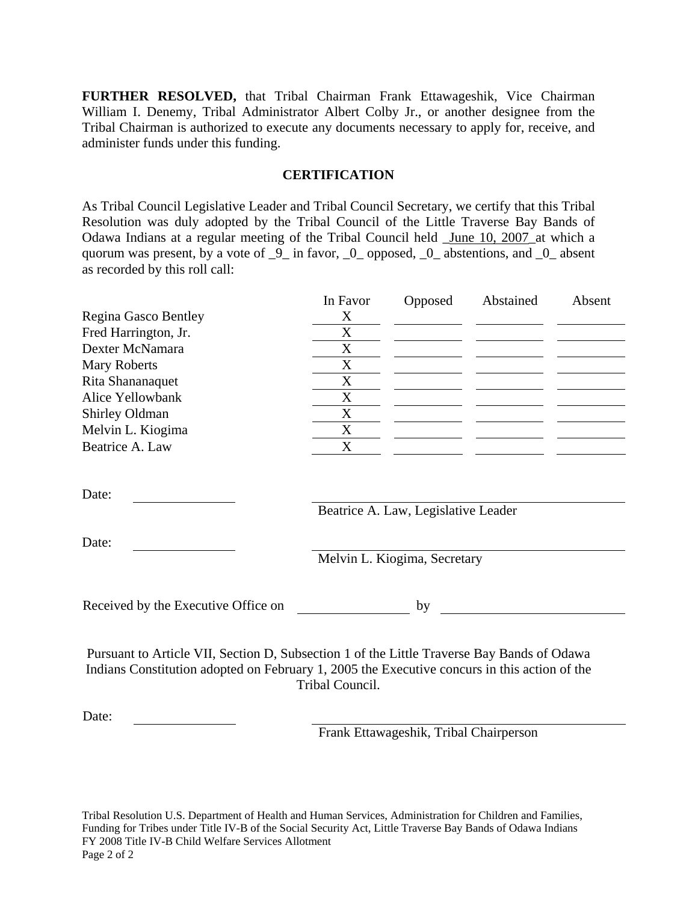**FURTHER RESOLVED,** that Tribal Chairman Frank Ettawageshik, Vice Chairman William I. Denemy, Tribal Administrator Albert Colby Jr., or another designee from the Tribal Chairman is authorized to execute any documents necessary to apply for, receive, and administer funds under this funding.

## CERTIFICATION

As Tribal Council Legislative Leader and Tribal Council Secretary, we certify that this Tribal Resolution was duly adopted by the Tribal Council of the Little Traverse Bay Bands of Odawa Indians at a regular meeting of the Tribal Council held _June 10, 2007_ at which a quorum was present, by a vote of _9_ in favor, _0_ opposed, _0_ abstentions, and _0_ absent as recorded by this roll call:

| | In Favor | Opposed | Abstained | Absent |
|---|---|---|---|---|
| Regina Gasco Bentley | X | | | |
| Fred Harrington, Jr. | X | | | |
| Dexter McNamara | X | | | |
| Mary Roberts | X | | | |
| Rita Shananaquet | X | | | |
| Alice Yellowbank | X | | | |
| Shirley Oldman | X | | | |
| Melvin L. Kiogima | X | | | |
| Beatrice A. Law | X | | | |

Date: ______________ ______________________________
Beatrice A. Law, Legislative Leader

Date: ______________ ______________________________
Melvin L. Kiogima, Secretary

Received by the Executive Office on ______________ by ______________________

Pursuant to Article VII, Section D, Subsection 1 of the Little Traverse Bay Bands of Odawa Indians Constitution adopted on February 1, 2005 the Executive concurs in this action of the Tribal Council.

Date: ______________ ______________________________
Frank Ettawageshik, Tribal Chairperson

Tribal Resolution U.S. Department of Health and Human Services, Administration for Children and Families, Funding for Tribes under Title IV-B of the Social Security Act, Little Traverse Bay Bands of Odawa Indians FY 2008 Title IV-B Child Welfare Services Allotment